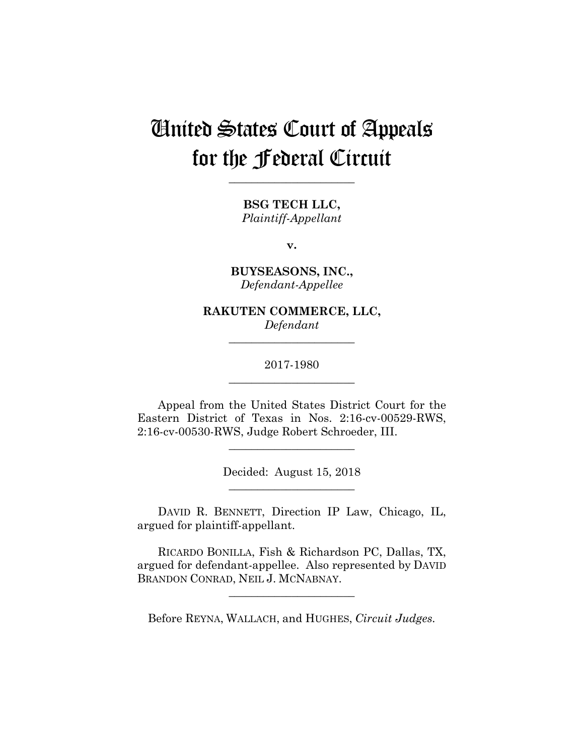# United States Court of Appeals for the Federal Circuit

______________________

**BSG TECH LLC,**
*Plaintiff-Appellant*

**v.**

**BUYSEASONS, INC.,**
*Defendant-Appellee*

**RAKUTEN COMMERCE, LLC,**
*Defendant*

______________________

2017-1980

______________________

Appeal from the United States District Court for the Eastern District of Texas in Nos. 2:16-cv-00529-RWS, 2:16-cv-00530-RWS, Judge Robert Schroeder, III.

______________________

Decided: August 15, 2018

______________________

DAVID R. BENNETT, Direction IP Law, Chicago, IL, argued for plaintiff-appellant.

RICARDO BONILLA, Fish & Richardson PC, Dallas, TX, argued for defendant-appellee. Also represented by DAVID BRANDON CONRAD, NEIL J. MCNABNAY.

______________________

Before REYNA, WALLACH, and HUGHES, *Circuit Judges.*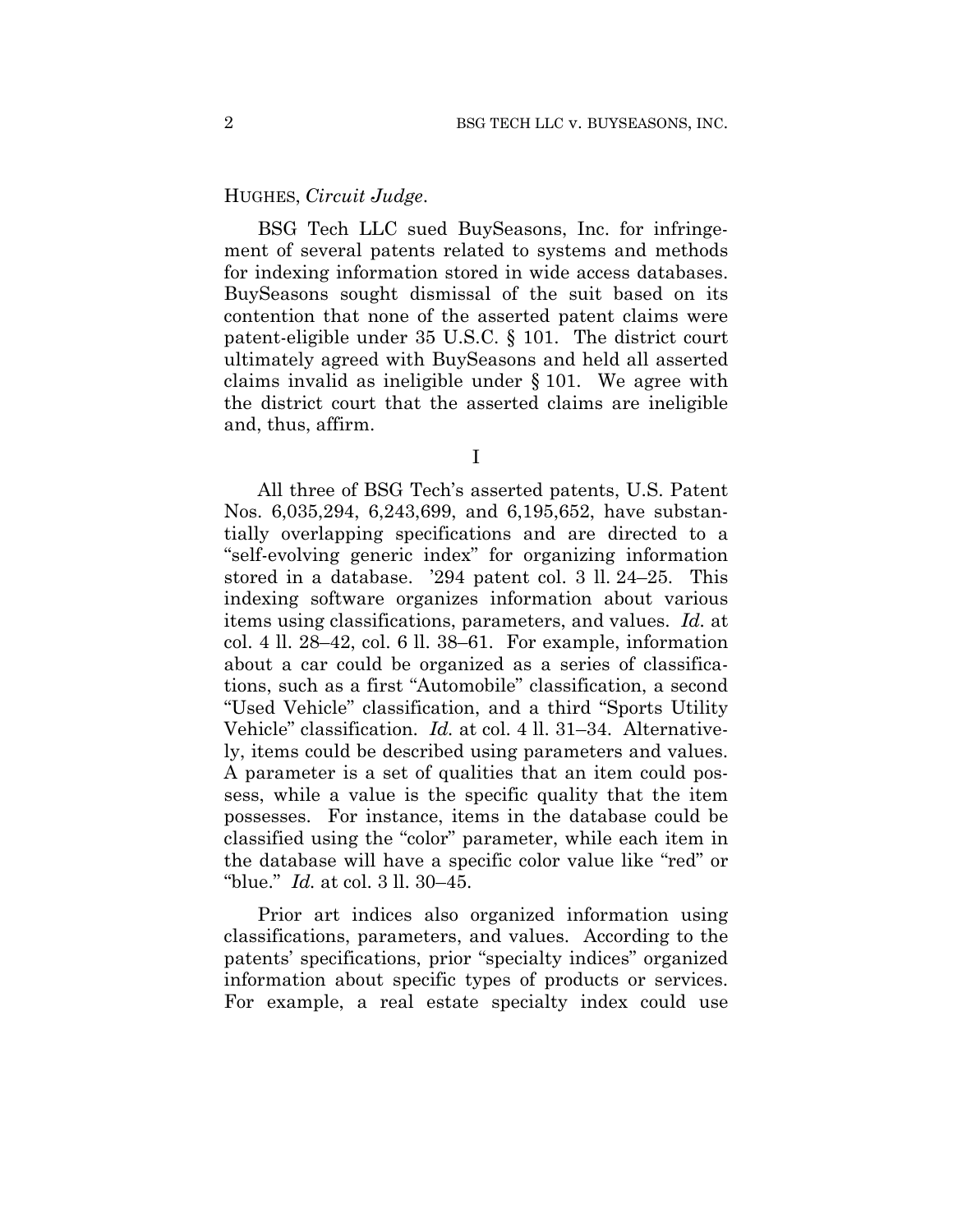HUGHES, *Circuit Judge*.

BSG Tech LLC sued BuySeasons, Inc. for infringement of several patents related to systems and methods for indexing information stored in wide access databases. BuySeasons sought dismissal of the suit based on its contention that none of the asserted patent claims were patent-eligible under 35 U.S.C. § 101. The district court ultimately agreed with BuySeasons and held all asserted claims invalid as ineligible under § 101. We agree with the district court that the asserted claims are ineligible and, thus, affirm.

I

All three of BSG Tech's asserted patents, U.S. Patent Nos. 6,035,294, 6,243,699, and 6,195,652, have substantially overlapping specifications and are directed to a "self-evolving generic index" for organizing information stored in a database. '294 patent col. 3 ll. 24–25. This indexing software organizes information about various items using classifications, parameters, and values. *Id.* at col. 4 ll. 28–42, col. 6 ll. 38–61. For example, information about a car could be organized as a series of classifications, such as a first "Automobile" classification, a second "Used Vehicle" classification, and a third "Sports Utility Vehicle" classification. *Id.* at col. 4 ll. 31–34. Alternatively, items could be described using parameters and values. A parameter is a set of qualities that an item could possess, while a value is the specific quality that the item possesses. For instance, items in the database could be classified using the "color" parameter, while each item in the database will have a specific color value like "red" or "blue." *Id.* at col. 3 ll. 30–45.

Prior art indices also organized information using classifications, parameters, and values. According to the patents' specifications, prior "specialty indices" organized information about specific types of products or services. For example, a real estate specialty index could use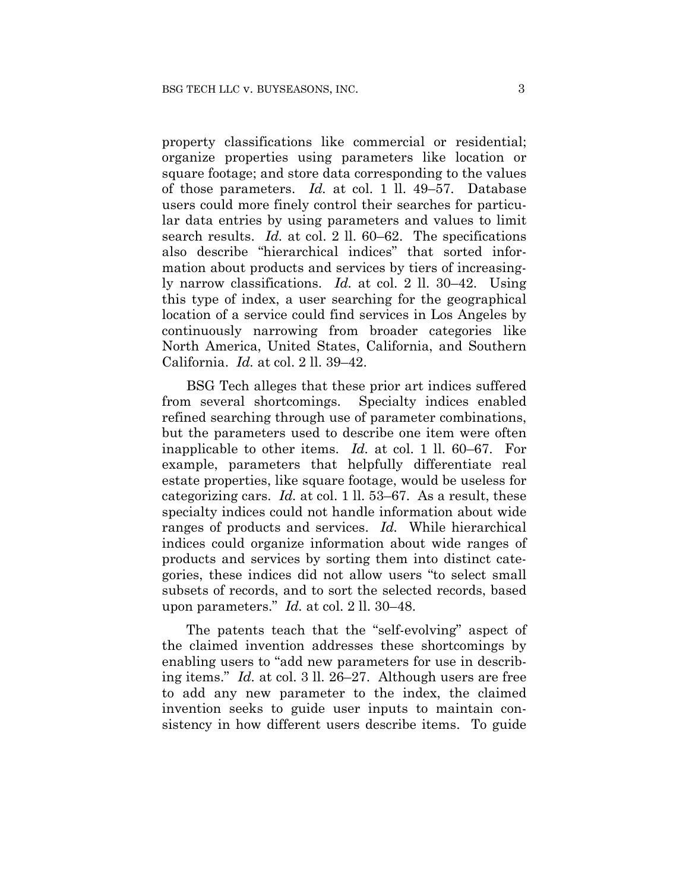property classifications like commercial or residential; organize properties using parameters like location or square footage; and store data corresponding to the values of those parameters. *Id.* at col. 1 ll. 49–57. Database users could more finely control their searches for particular data entries by using parameters and values to limit search results. *Id.* at col. 2 ll. 60–62. The specifications also describe "hierarchical indices" that sorted information about products and services by tiers of increasingly narrow classifications. *Id.* at col. 2 ll. 30–42. Using this type of index, a user searching for the geographical location of a service could find services in Los Angeles by continuously narrowing from broader categories like North America, United States, California, and Southern California. *Id.* at col. 2 ll. 39–42.

BSG Tech alleges that these prior art indices suffered from several shortcomings. Specialty indices enabled refined searching through use of parameter combinations, but the parameters used to describe one item were often inapplicable to other items. *Id.* at col. 1 ll. 60–67. For example, parameters that helpfully differentiate real estate properties, like square footage, would be useless for categorizing cars. *Id.* at col. 1 ll. 53–67. As a result, these specialty indices could not handle information about wide ranges of products and services. *Id.* While hierarchical indices could organize information about wide ranges of products and services by sorting them into distinct categories, these indices did not allow users "to select small subsets of records, and to sort the selected records, based upon parameters." *Id.* at col. 2 ll. 30–48.

The patents teach that the "self-evolving" aspect of the claimed invention addresses these shortcomings by enabling users to "add new parameters for use in describing items." *Id.* at col. 3 ll. 26–27. Although users are free to add any new parameter to the index, the claimed invention seeks to guide user inputs to maintain consistency in how different users describe items. To guide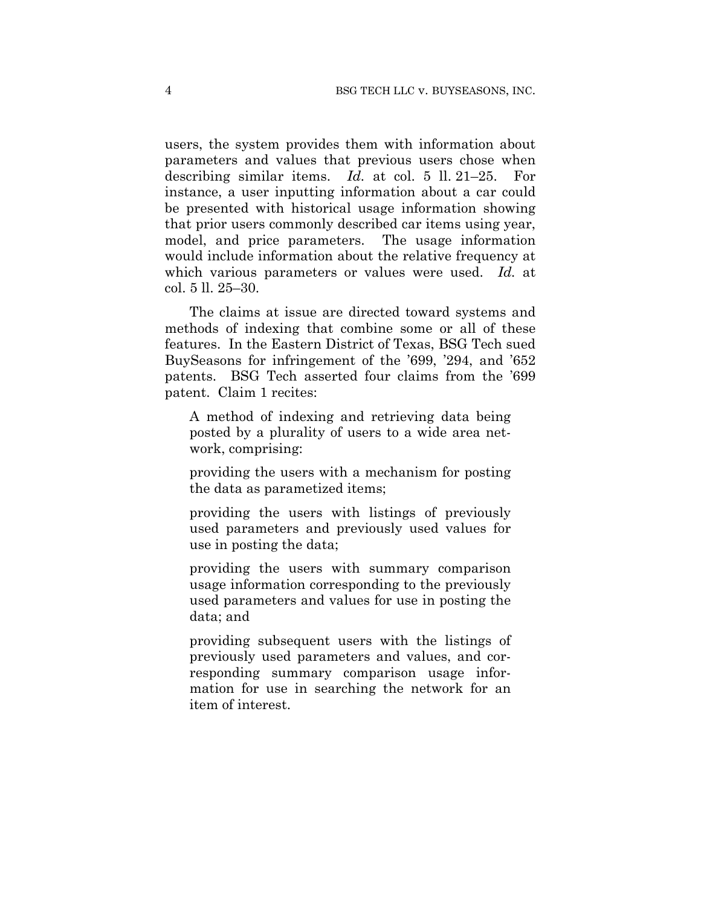users, the system provides them with information about parameters and values that previous users chose when describing similar items. *Id.* at col. 5 ll. 21–25. For instance, a user inputting information about a car could be presented with historical usage information showing that prior users commonly described car items using year, model, and price parameters. The usage information would include information about the relative frequency at which various parameters or values were used. *Id.* at col. 5 ll. 25–30.

The claims at issue are directed toward systems and methods of indexing that combine some or all of these features. In the Eastern District of Texas, BSG Tech sued BuySeasons for infringement of the '699, '294, and '652 patents. BSG Tech asserted four claims from the '699 patent. Claim 1 recites:

> A method of indexing and retrieving data being posted by a plurality of users to a wide area network, comprising:
>
> providing the users with a mechanism for posting the data as parametized items;
>
> providing the users with listings of previously used parameters and previously used values for use in posting the data;
>
> providing the users with summary comparison usage information corresponding to the previously used parameters and values for use in posting the data; and
>
> providing subsequent users with the listings of previously used parameters and values, and corresponding summary comparison usage information for use in searching the network for an item of interest.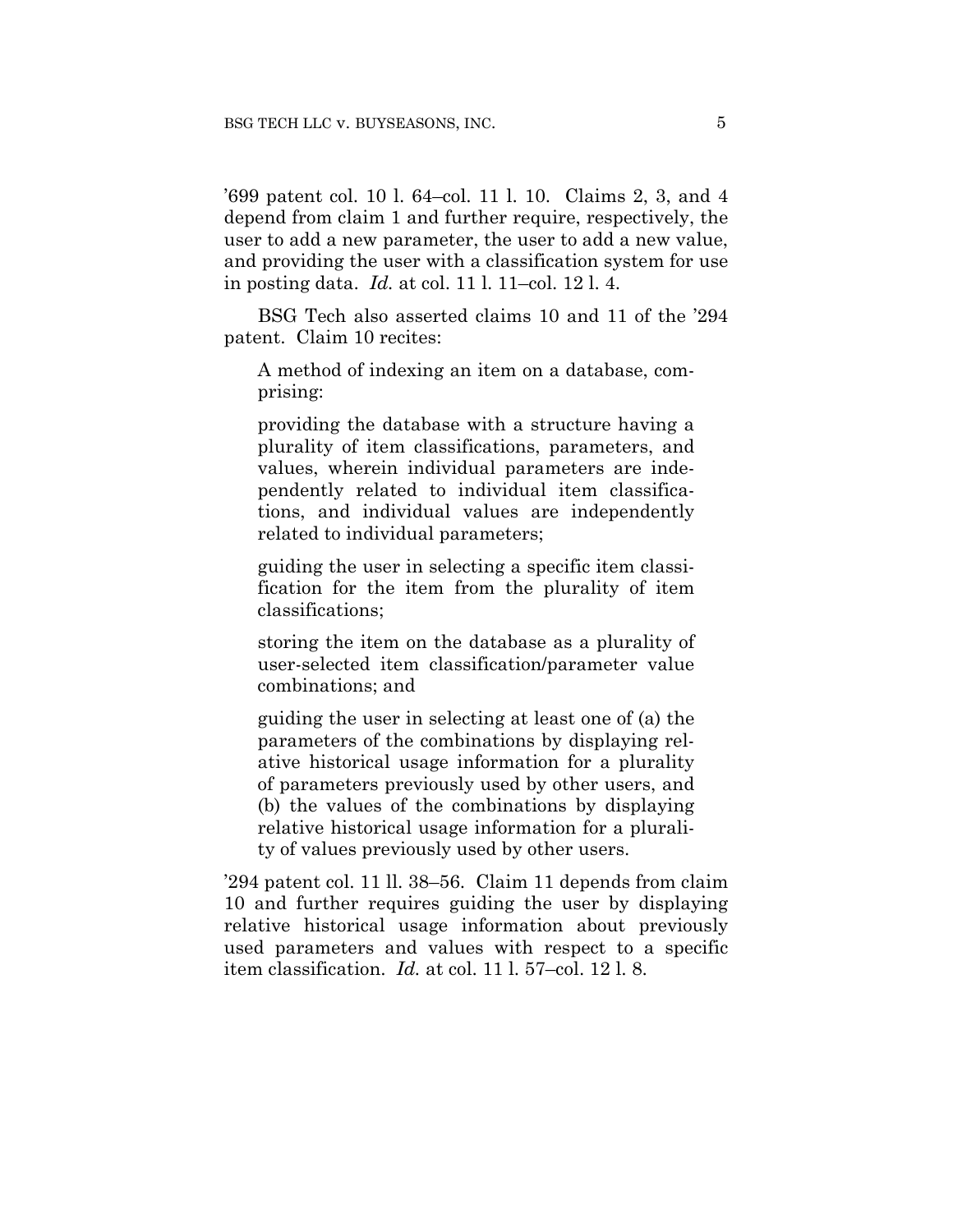'699 patent col. 10 l. 64–col. 11 l. 10. Claims 2, 3, and 4 depend from claim 1 and further require, respectively, the user to add a new parameter, the user to add a new value, and providing the user with a classification system for use in posting data. *Id.* at col. 11 l. 11–col. 12 l. 4.

BSG Tech also asserted claims 10 and 11 of the '294 patent. Claim 10 recites:

> A method of indexing an item on a database, comprising:
>
> providing the database with a structure having a plurality of item classifications, parameters, and values, wherein individual parameters are independently related to individual item classifications, and individual values are independently related to individual parameters;
>
> guiding the user in selecting a specific item classification for the item from the plurality of item classifications;
>
> storing the item on the database as a plurality of user-selected item classification/parameter value combinations; and
>
> guiding the user in selecting at least one of (a) the parameters of the combinations by displaying relative historical usage information for a plurality of parameters previously used by other users, and (b) the values of the combinations by displaying relative historical usage information for a plurality of values previously used by other users.

'294 patent col. 11 ll. 38–56. Claim 11 depends from claim 10 and further requires guiding the user by displaying relative historical usage information about previously used parameters and values with respect to a specific item classification. *Id.* at col. 11 l. 57–col. 12 l. 8.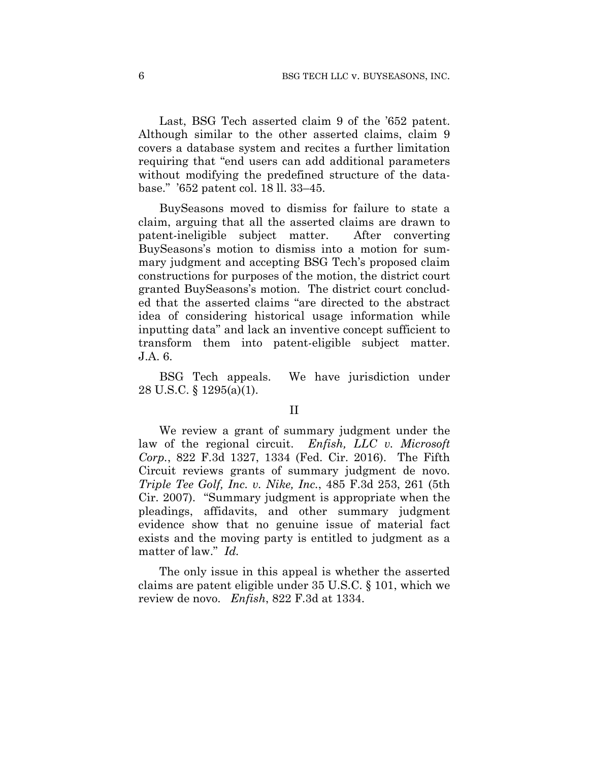Last, BSG Tech asserted claim 9 of the '652 patent. Although similar to the other asserted claims, claim 9 covers a database system and recites a further limitation requiring that "end users can add additional parameters without modifying the predefined structure of the database." '652 patent col. 18 ll. 33–45.

BuySeasons moved to dismiss for failure to state a claim, arguing that all the asserted claims are drawn to patent-ineligible subject matter. After converting BuySeasons's motion to dismiss into a motion for summary judgment and accepting BSG Tech's proposed claim constructions for purposes of the motion, the district court granted BuySeasons's motion. The district court concluded that the asserted claims "are directed to the abstract idea of considering historical usage information while inputting data" and lack an inventive concept sufficient to transform them into patent-eligible subject matter. J.A. 6.

BSG Tech appeals. We have jurisdiction under 28 U.S.C. § 1295(a)(1).

## II

We review a grant of summary judgment under the law of the regional circuit. *Enfish, LLC v. Microsoft Corp.*, 822 F.3d 1327, 1334 (Fed. Cir. 2016). The Fifth Circuit reviews grants of summary judgment de novo. *Triple Tee Golf, Inc. v. Nike, Inc.*, 485 F.3d 253, 261 (5th Cir. 2007). "Summary judgment is appropriate when the pleadings, affidavits, and other summary judgment evidence show that no genuine issue of material fact exists and the moving party is entitled to judgment as a matter of law." *Id.*

The only issue in this appeal is whether the asserted claims are patent eligible under 35 U.S.C. § 101, which we review de novo. *Enfish*, 822 F.3d at 1334.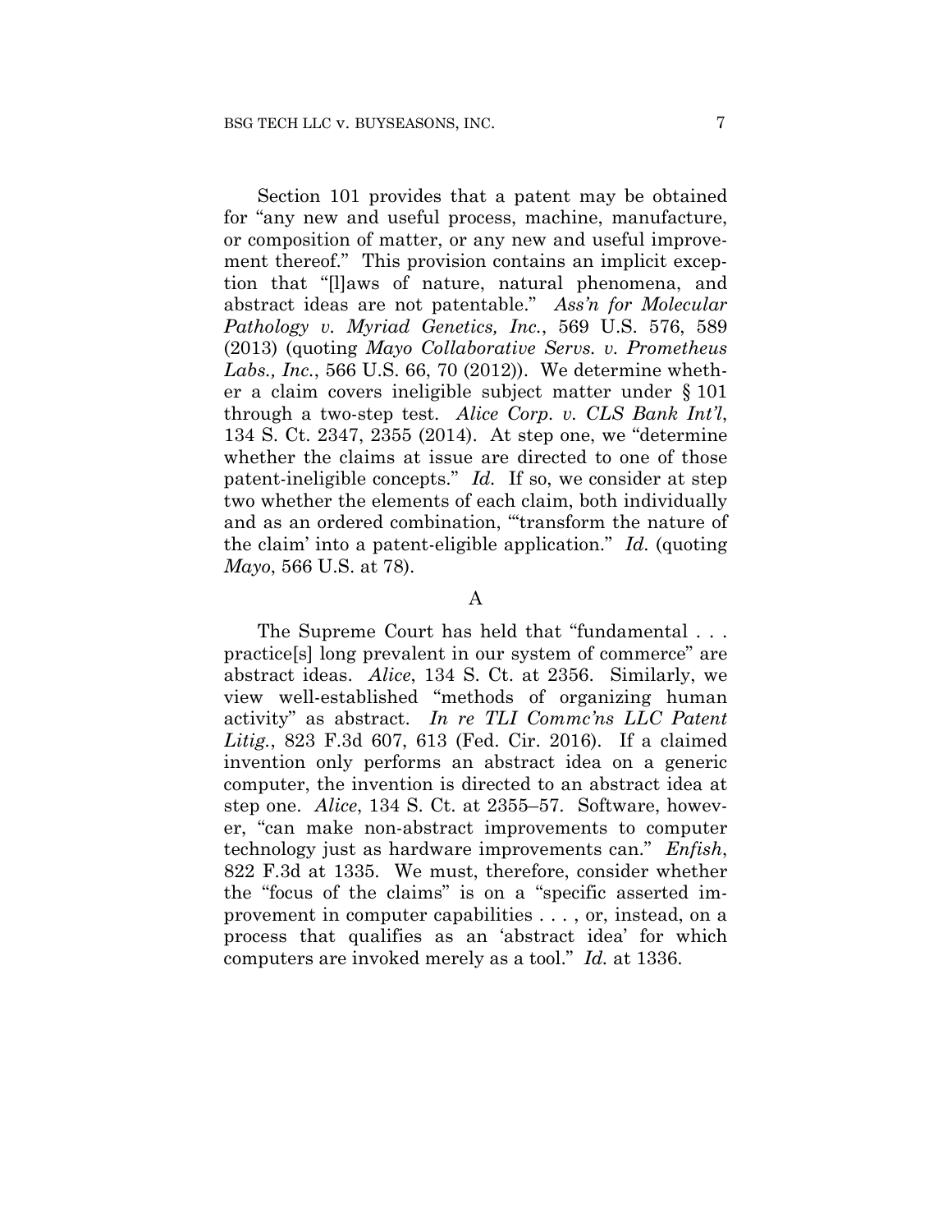Section 101 provides that a patent may be obtained for "any new and useful process, machine, manufacture, or composition of matter, or any new and useful improvement thereof." This provision contains an implicit exception that "[l]aws of nature, natural phenomena, and abstract ideas are not patentable." *Ass'n for Molecular Pathology v. Myriad Genetics, Inc.*, 569 U.S. 576, 589 (2013) (quoting *Mayo Collaborative Servs. v. Prometheus Labs., Inc.*, 566 U.S. 66, 70 (2012)). We determine whether a claim covers ineligible subject matter under § 101 through a two-step test. *Alice Corp. v. CLS Bank Int'l*, 134 S. Ct. 2347, 2355 (2014). At step one, we "determine whether the claims at issue are directed to one of those patent-ineligible concepts." *Id.* If so, we consider at step two whether the elements of each claim, both individually and as an ordered combination, "'transform the nature of the claim' into a patent-eligible application." *Id.* (quoting *Mayo*, 566 U.S. at 78).

### A

The Supreme Court has held that "fundamental . . . practice[s] long prevalent in our system of commerce" are abstract ideas. *Alice*, 134 S. Ct. at 2356. Similarly, we view well-established "methods of organizing human activity" as abstract. *In re TLI Commc'ns LLC Patent Litig.*, 823 F.3d 607, 613 (Fed. Cir. 2016). If a claimed invention only performs an abstract idea on a generic computer, the invention is directed to an abstract idea at step one. *Alice*, 134 S. Ct. at 2355–57. Software, however, "can make non-abstract improvements to computer technology just as hardware improvements can." *Enfish*, 822 F.3d at 1335. We must, therefore, consider whether the "focus of the claims" is on a "specific asserted improvement in computer capabilities . . . , or, instead, on a process that qualifies as an 'abstract idea' for which computers are invoked merely as a tool." *Id.* at 1336.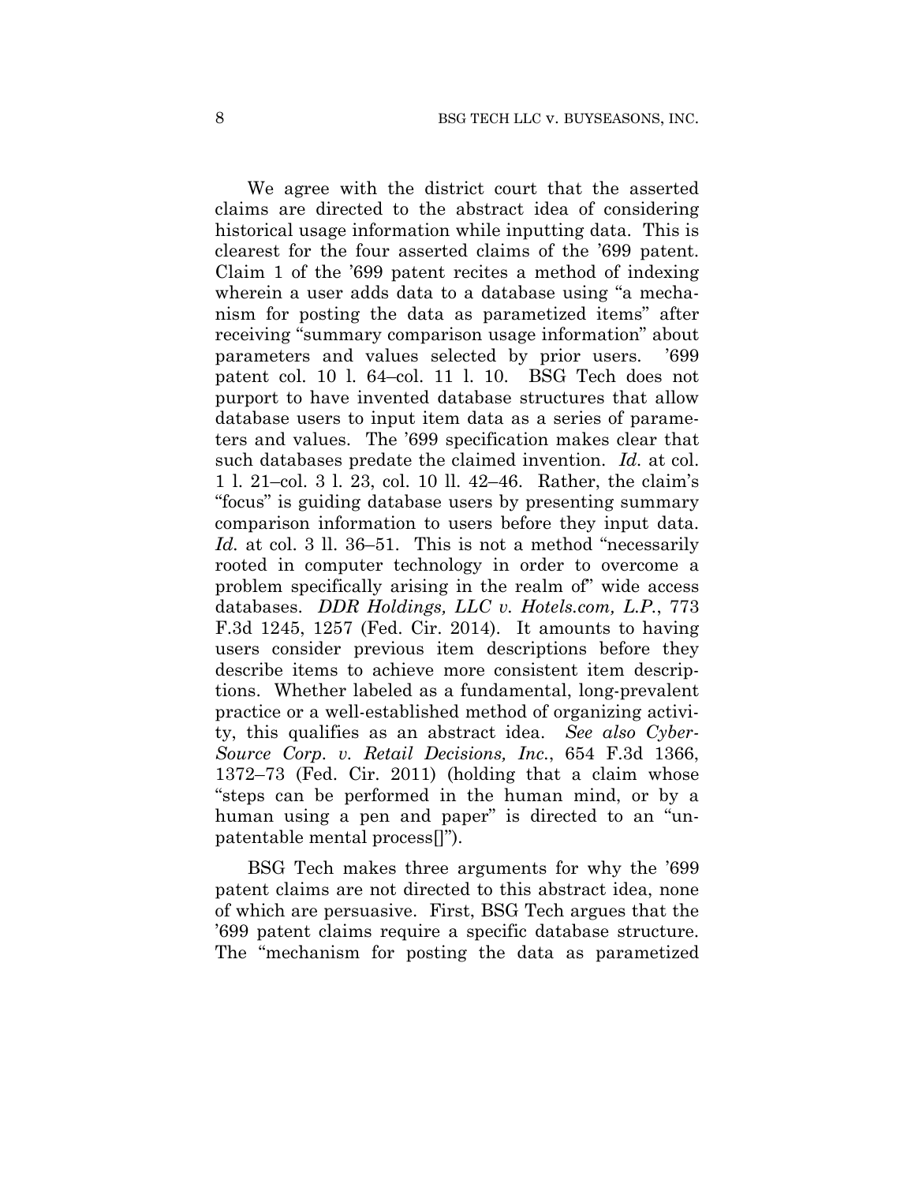We agree with the district court that the asserted claims are directed to the abstract idea of considering historical usage information while inputting data. This is clearest for the four asserted claims of the ’699 patent. Claim 1 of the ’699 patent recites a method of indexing wherein a user adds data to a database using “a mechanism for posting the data as parametized items” after receiving “summary comparison usage information” about parameters and values selected by prior users. ’699 patent col. 10 l. 64–col. 11 l. 10. BSG Tech does not purport to have invented database structures that allow database users to input item data as a series of parameters and values. The ’699 specification makes clear that such databases predate the claimed invention. *Id.* at col. 1 l. 21–col. 3 l. 23, col. 10 ll. 42–46. Rather, the claim’s “focus” is guiding database users by presenting summary comparison information to users before they input data. *Id.* at col. 3 ll. 36–51. This is not a method “necessarily rooted in computer technology in order to overcome a problem specifically arising in the realm of” wide access databases. *DDR Holdings, LLC v. Hotels.com, L.P.*, 773 F.3d 1245, 1257 (Fed. Cir. 2014). It amounts to having users consider previous item descriptions before they describe items to achieve more consistent item descriptions. Whether labeled as a fundamental, long-prevalent practice or a well-established method of organizing activity, this qualifies as an abstract idea. *See also CyberSource Corp. v. Retail Decisions, Inc.*, 654 F.3d 1366, 1372–73 (Fed. Cir. 2011) (holding that a claim whose “steps can be performed in the human mind, or by a human using a pen and paper” is directed to an “unpatentable mental process[]”).

BSG Tech makes three arguments for why the ’699 patent claims are not directed to this abstract idea, none of which are persuasive. First, BSG Tech argues that the ’699 patent claims require a specific database structure. The “mechanism for posting the data as parametized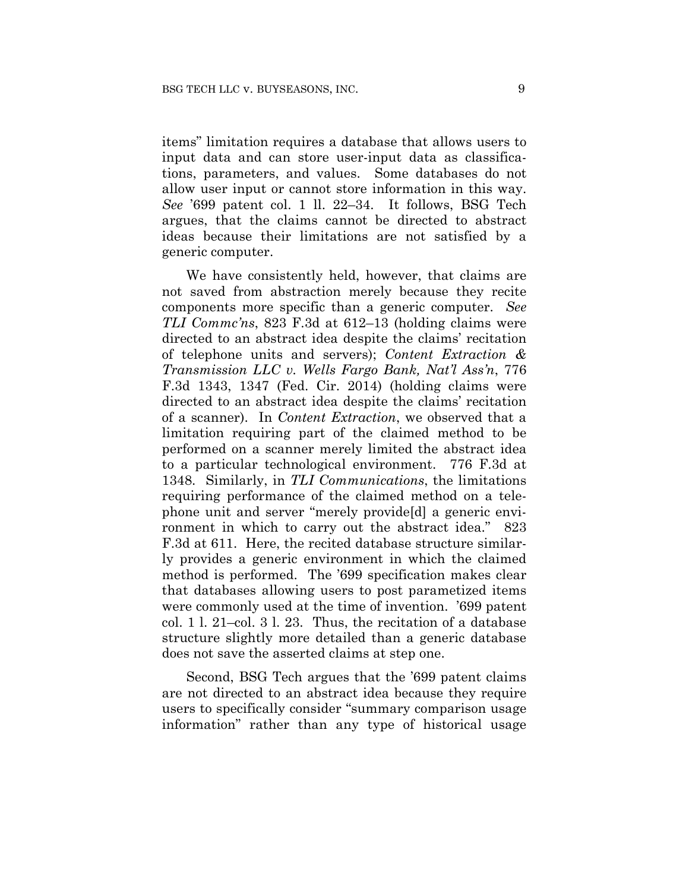items" limitation requires a database that allows users to input data and can store user-input data as classifications, parameters, and values. Some databases do not allow user input or cannot store information in this way. *See* '699 patent col. 1 ll. 22–34. It follows, BSG Tech argues, that the claims cannot be directed to abstract ideas because their limitations are not satisfied by a generic computer.

We have consistently held, however, that claims are not saved from abstraction merely because they recite components more specific than a generic computer. *See TLI Commc'ns*, 823 F.3d at 612–13 (holding claims were directed to an abstract idea despite the claims' recitation of telephone units and servers); *Content Extraction & Transmission LLC v. Wells Fargo Bank, Nat'l Ass'n*, 776 F.3d 1343, 1347 (Fed. Cir. 2014) (holding claims were directed to an abstract idea despite the claims' recitation of a scanner). In *Content Extraction*, we observed that a limitation requiring part of the claimed method to be performed on a scanner merely limited the abstract idea to a particular technological environment. 776 F.3d at 1348. Similarly, in *TLI Communications*, the limitations requiring performance of the claimed method on a telephone unit and server "merely provide[d] a generic environment in which to carry out the abstract idea." 823 F.3d at 611. Here, the recited database structure similarly provides a generic environment in which the claimed method is performed. The '699 specification makes clear that databases allowing users to post parametized items were commonly used at the time of invention. '699 patent col. 1 l. 21–col. 3 l. 23. Thus, the recitation of a database structure slightly more detailed than a generic database does not save the asserted claims at step one.

Second, BSG Tech argues that the '699 patent claims are not directed to an abstract idea because they require users to specifically consider "summary comparison usage information" rather than any type of historical usage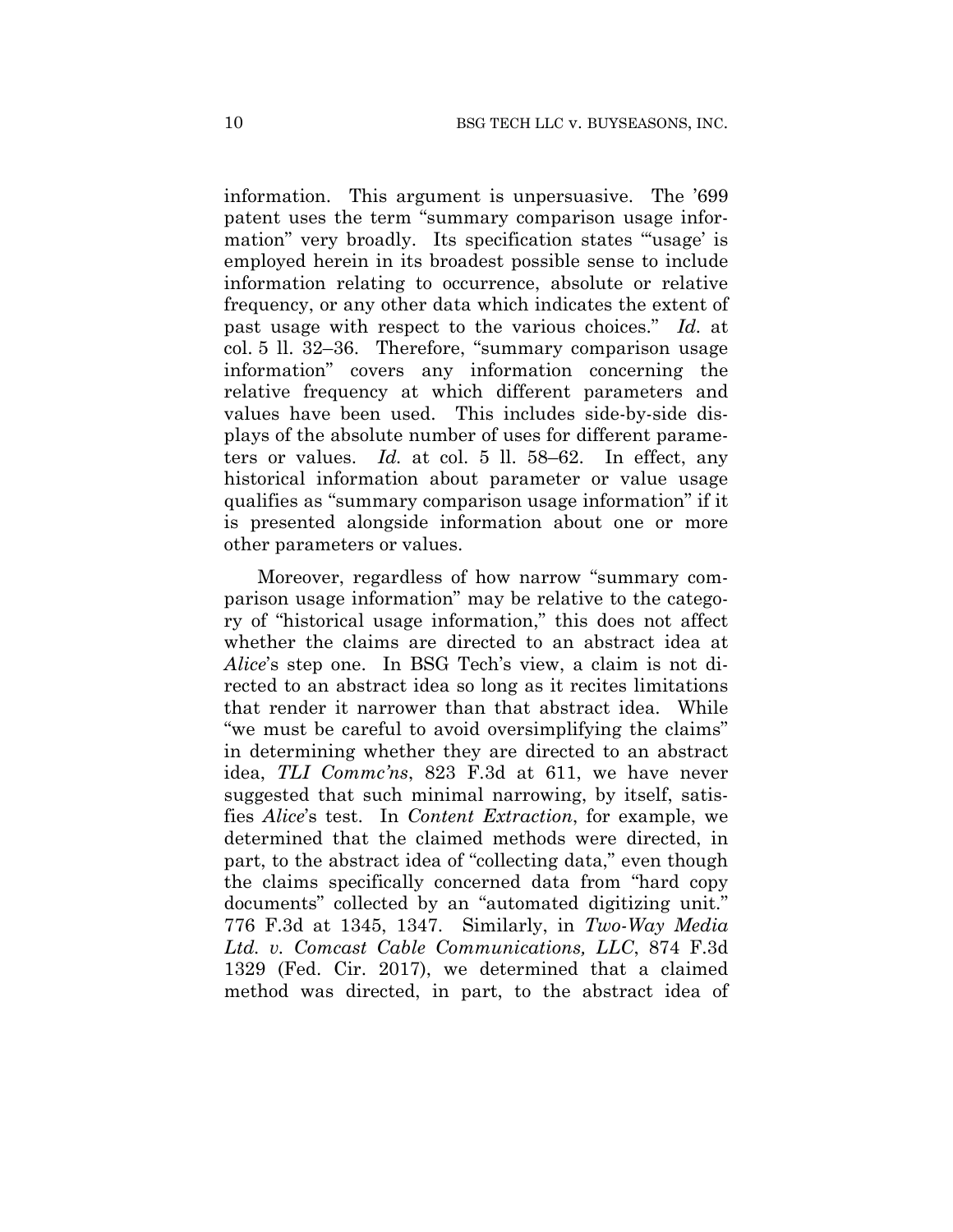information. This argument is unpersuasive. The '699 patent uses the term "summary comparison usage information" very broadly. Its specification states "'usage' is employed herein in its broadest possible sense to include information relating to occurrence, absolute or relative frequency, or any other data which indicates the extent of past usage with respect to the various choices." *Id.* at col. 5 ll. 32–36. Therefore, "summary comparison usage information" covers any information concerning the relative frequency at which different parameters and values have been used. This includes side-by-side displays of the absolute number of uses for different parameters or values. *Id.* at col. 5 ll. 58–62. In effect, any historical information about parameter or value usage qualifies as "summary comparison usage information" if it is presented alongside information about one or more other parameters or values.

Moreover, regardless of how narrow "summary comparison usage information" may be relative to the category of "historical usage information," this does not affect whether the claims are directed to an abstract idea at *Alice*'s step one. In BSG Tech's view, a claim is not directed to an abstract idea so long as it recites limitations that render it narrower than that abstract idea. While "we must be careful to avoid oversimplifying the claims" in determining whether they are directed to an abstract idea, *TLI Commc'ns*, 823 F.3d at 611, we have never suggested that such minimal narrowing, by itself, satisfies *Alice*'s test. In *Content Extraction*, for example, we determined that the claimed methods were directed, in part, to the abstract idea of "collecting data," even though the claims specifically concerned data from "hard copy documents" collected by an "automated digitizing unit." 776 F.3d at 1345, 1347. Similarly, in *Two-Way Media Ltd. v. Comcast Cable Communications, LLC*, 874 F.3d 1329 (Fed. Cir. 2017), we determined that a claimed method was directed, in part, to the abstract idea of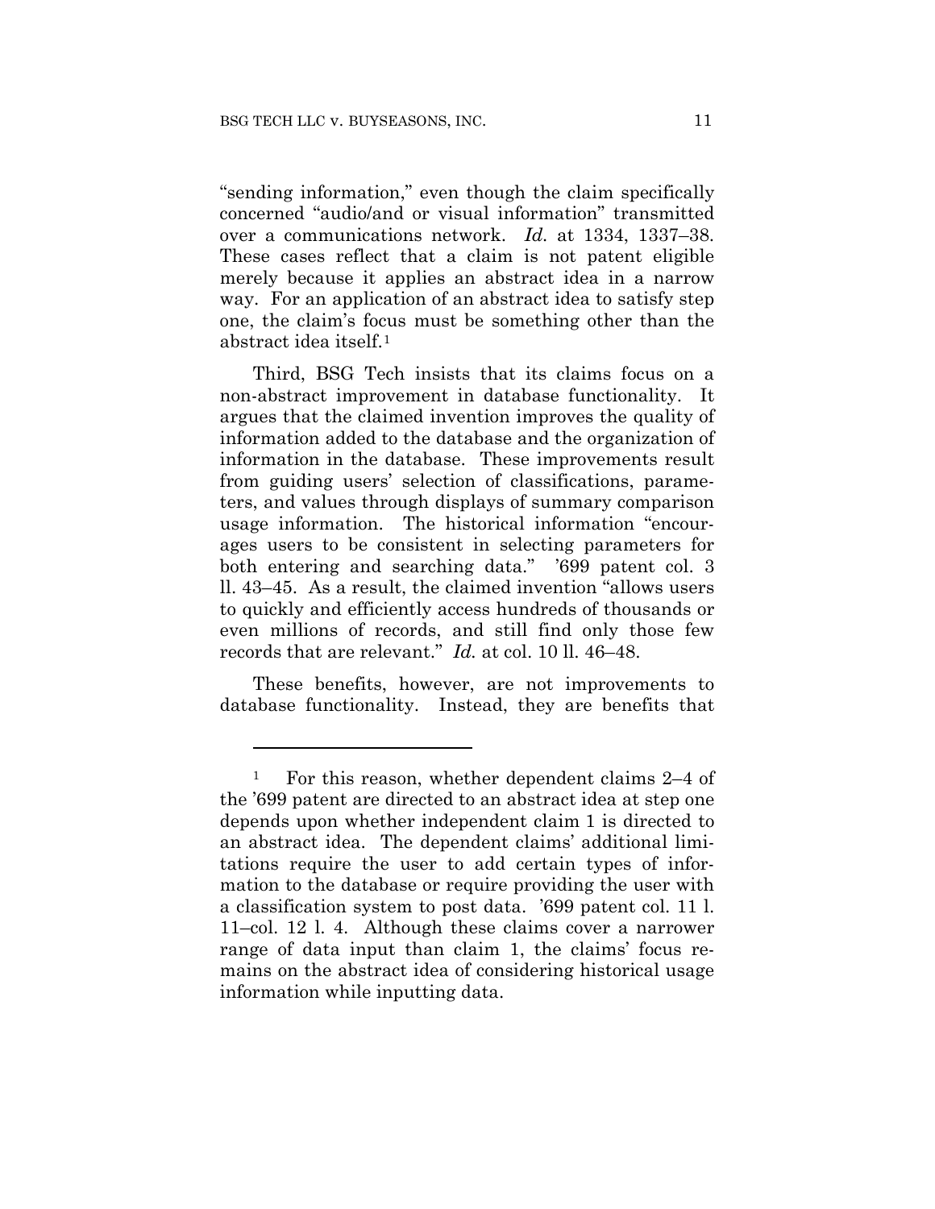"sending information," even though the claim specifically concerned "audio/and or visual information" transmitted over a communications network. *Id.* at 1334, 1337–38. These cases reflect that a claim is not patent eligible merely because it applies an abstract idea in a narrow way. For an application of an abstract idea to satisfy step one, the claim's focus must be something other than the abstract idea itself.[1]

Third, BSG Tech insists that its claims focus on a non-abstract improvement in database functionality. It argues that the claimed invention improves the quality of information added to the database and the organization of information in the database. These improvements result from guiding users' selection of classifications, parameters, and values through displays of summary comparison usage information. The historical information "encourages users to be consistent in selecting parameters for both entering and searching data." '699 patent col. 3 ll. 43–45. As a result, the claimed invention "allows users to quickly and efficiently access hundreds of thousands or even millions of records, and still find only those few records that are relevant." *Id.* at col. 10 ll. 46–48.

These benefits, however, are not improvements to database functionality. Instead, they are benefits that

---

[1] For this reason, whether dependent claims 2–4 of the '699 patent are directed to an abstract idea at step one depends upon whether independent claim 1 is directed to an abstract idea. The dependent claims' additional limitations require the user to add certain types of information to the database or require providing the user with a classification system to post data. '699 patent col. 11 l. 11–col. 12 l. 4. Although these claims cover a narrower range of data input than claim 1, the claims' focus remains on the abstract idea of considering historical usage information while inputting data.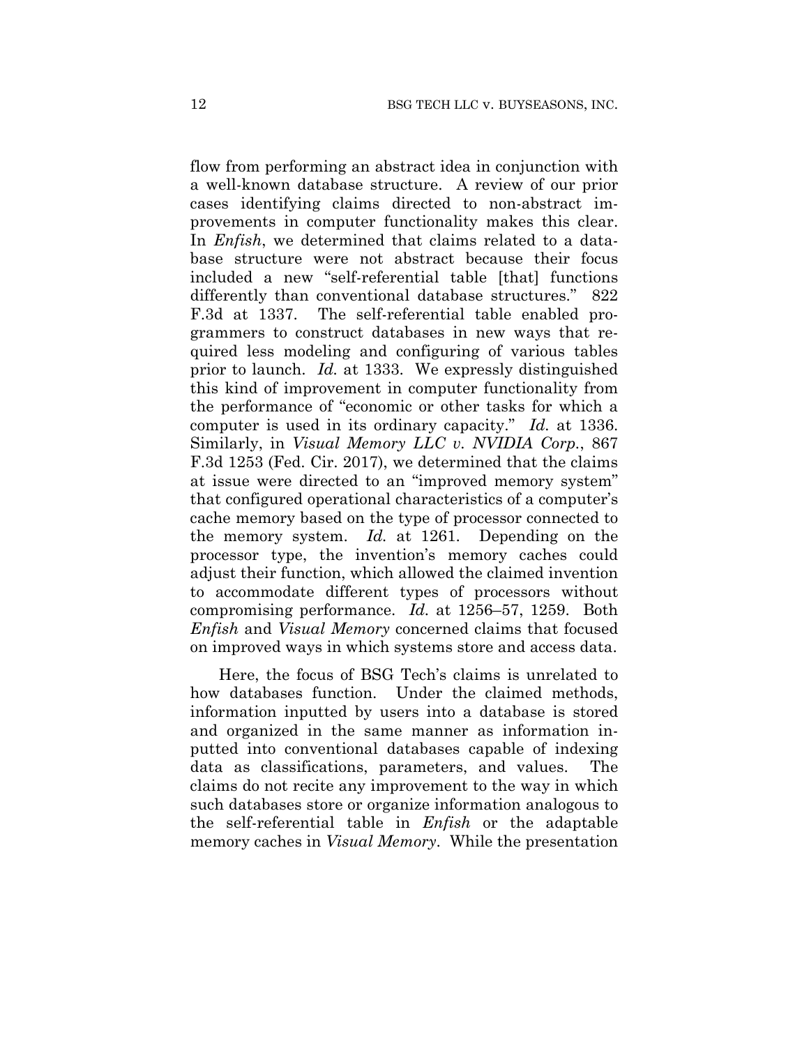flow from performing an abstract idea in conjunction with a well-known database structure. A review of our prior cases identifying claims directed to non-abstract improvements in computer functionality makes this clear. In *Enfish*, we determined that claims related to a database structure were not abstract because their focus included a new "self-referential table [that] functions differently than conventional database structures." 822 F.3d at 1337. The self-referential table enabled programmers to construct databases in new ways that required less modeling and configuring of various tables prior to launch. *Id.* at 1333. We expressly distinguished this kind of improvement in computer functionality from the performance of "economic or other tasks for which a computer is used in its ordinary capacity." *Id.* at 1336. Similarly, in *Visual Memory LLC v. NVIDIA Corp.*, 867 F.3d 1253 (Fed. Cir. 2017), we determined that the claims at issue were directed to an "improved memory system" that configured operational characteristics of a computer's cache memory based on the type of processor connected to the memory system. *Id.* at 1261. Depending on the processor type, the invention's memory caches could adjust their function, which allowed the claimed invention to accommodate different types of processors without compromising performance. *Id.* at 1256–57, 1259. Both *Enfish* and *Visual Memory* concerned claims that focused on improved ways in which systems store and access data.

Here, the focus of BSG Tech's claims is unrelated to how databases function. Under the claimed methods, information inputted by users into a database is stored and organized in the same manner as information inputted into conventional databases capable of indexing data as classifications, parameters, and values. The claims do not recite any improvement to the way in which such databases store or organize information analogous to the self-referential table in *Enfish* or the adaptable memory caches in *Visual Memory*. While the presentation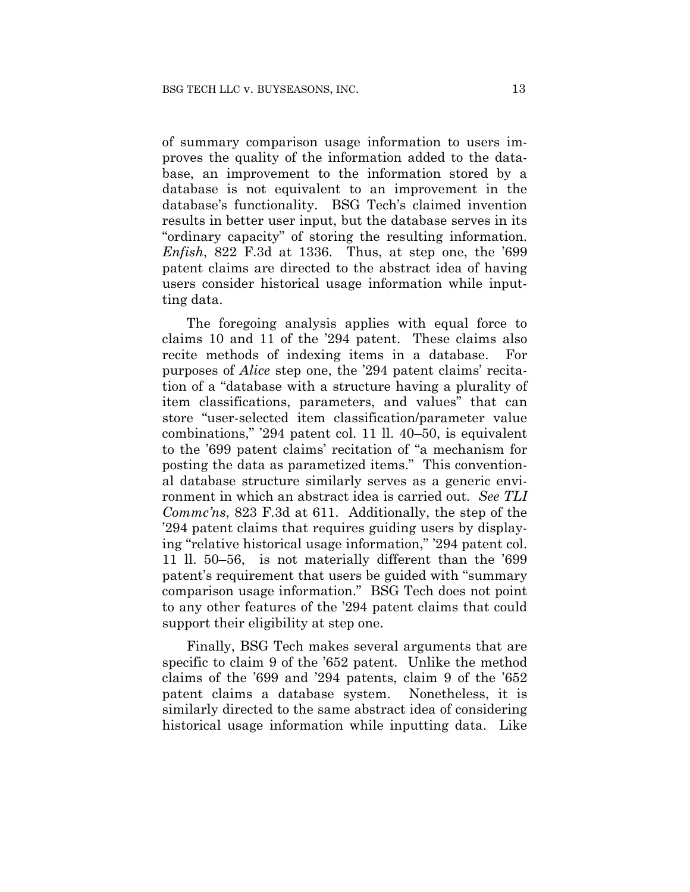of summary comparison usage information to users improves the quality of the information added to the database, an improvement to the information stored by a database is not equivalent to an improvement in the database's functionality. BSG Tech's claimed invention results in better user input, but the database serves in its "ordinary capacity" of storing the resulting information. *Enfish*, 822 F.3d at 1336. Thus, at step one, the '699 patent claims are directed to the abstract idea of having users consider historical usage information while inputting data.

The foregoing analysis applies with equal force to claims 10 and 11 of the '294 patent. These claims also recite methods of indexing items in a database. For purposes of *Alice* step one, the '294 patent claims' recitation of a "database with a structure having a plurality of item classifications, parameters, and values" that can store "user-selected item classification/parameter value combinations," '294 patent col. 11 ll. 40–50, is equivalent to the '699 patent claims' recitation of "a mechanism for posting the data as parametized items." This conventional database structure similarly serves as a generic environment in which an abstract idea is carried out. *See TLI Commc'ns*, 823 F.3d at 611. Additionally, the step of the '294 patent claims that requires guiding users by displaying "relative historical usage information," '294 patent col. 11 ll. 50–56, is not materially different than the '699 patent's requirement that users be guided with "summary comparison usage information." BSG Tech does not point to any other features of the '294 patent claims that could support their eligibility at step one.

Finally, BSG Tech makes several arguments that are specific to claim 9 of the '652 patent. Unlike the method claims of the '699 and '294 patents, claim 9 of the '652 patent claims a database system. Nonetheless, it is similarly directed to the same abstract idea of considering historical usage information while inputting data. Like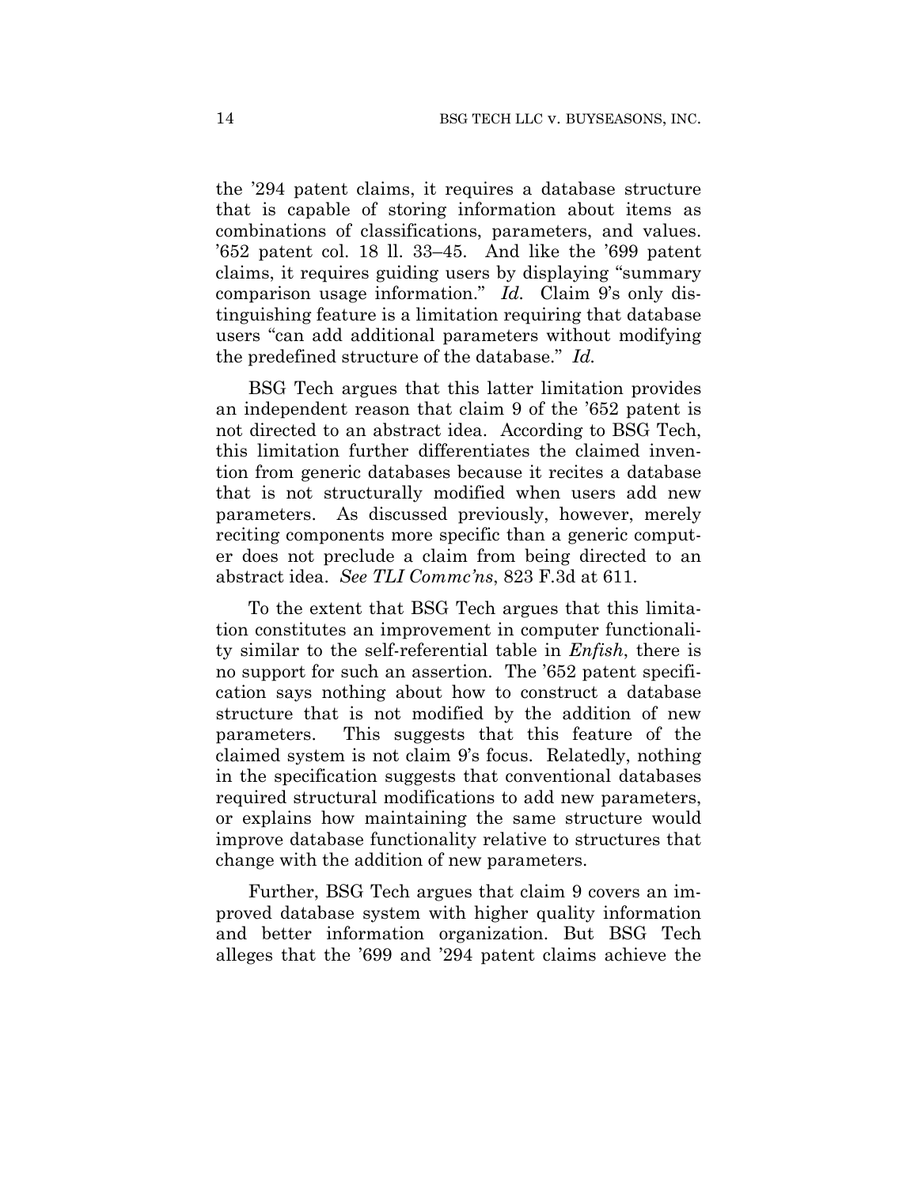the '294 patent claims, it requires a database structure that is capable of storing information about items as combinations of classifications, parameters, and values. '652 patent col. 18 ll. 33–45. And like the '699 patent claims, it requires guiding users by displaying "summary comparison usage information." *Id.* Claim 9's only distinguishing feature is a limitation requiring that database users "can add additional parameters without modifying the predefined structure of the database." *Id.*

BSG Tech argues that this latter limitation provides an independent reason that claim 9 of the '652 patent is not directed to an abstract idea. According to BSG Tech, this limitation further differentiates the claimed invention from generic databases because it recites a database that is not structurally modified when users add new parameters. As discussed previously, however, merely reciting components more specific than a generic computer does not preclude a claim from being directed to an abstract idea. *See TLI Commc'ns*, 823 F.3d at 611.

To the extent that BSG Tech argues that this limitation constitutes an improvement in computer functionality similar to the self-referential table in *Enfish*, there is no support for such an assertion. The '652 patent specification says nothing about how to construct a database structure that is not modified by the addition of new parameters. This suggests that this feature of the claimed system is not claim 9's focus. Relatedly, nothing in the specification suggests that conventional databases required structural modifications to add new parameters, or explains how maintaining the same structure would improve database functionality relative to structures that change with the addition of new parameters.

Further, BSG Tech argues that claim 9 covers an improved database system with higher quality information and better information organization. But BSG Tech alleges that the '699 and '294 patent claims achieve the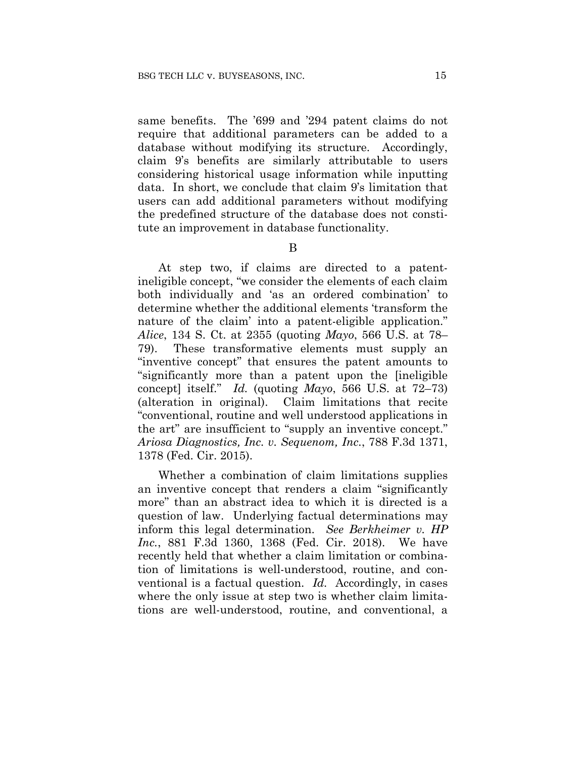same benefits. The '699 and '294 patent claims do not require that additional parameters can be added to a database without modifying its structure. Accordingly, claim 9's benefits are similarly attributable to users considering historical usage information while inputting data. In short, we conclude that claim 9's limitation that users can add additional parameters without modifying the predefined structure of the database does not constitute an improvement in database functionality.

B

At step two, if claims are directed to a patent-ineligible concept, "we consider the elements of each claim both individually and 'as an ordered combination' to determine whether the additional elements 'transform the nature of the claim' into a patent-eligible application." *Alice*, 134 S. Ct. at 2355 (quoting *Mayo*, 566 U.S. at 78–79). These transformative elements must supply an "inventive concept" that ensures the patent amounts to "significantly more than a patent upon the [ineligible concept] itself." *Id.* (quoting *Mayo*, 566 U.S. at 72–73) (alteration in original). Claim limitations that recite "conventional, routine and well understood applications in the art" are insufficient to "supply an inventive concept." *Ariosa Diagnostics, Inc. v. Sequenom, Inc.*, 788 F.3d 1371, 1378 (Fed. Cir. 2015).

Whether a combination of claim limitations supplies an inventive concept that renders a claim "significantly more" than an abstract idea to which it is directed is a question of law. Underlying factual determinations may inform this legal determination. *See Berkheimer v. HP Inc.*, 881 F.3d 1360, 1368 (Fed. Cir. 2018). We have recently held that whether a claim limitation or combination of limitations is well-understood, routine, and conventional is a factual question. *Id.* Accordingly, in cases where the only issue at step two is whether claim limitations are well-understood, routine, and conventional, a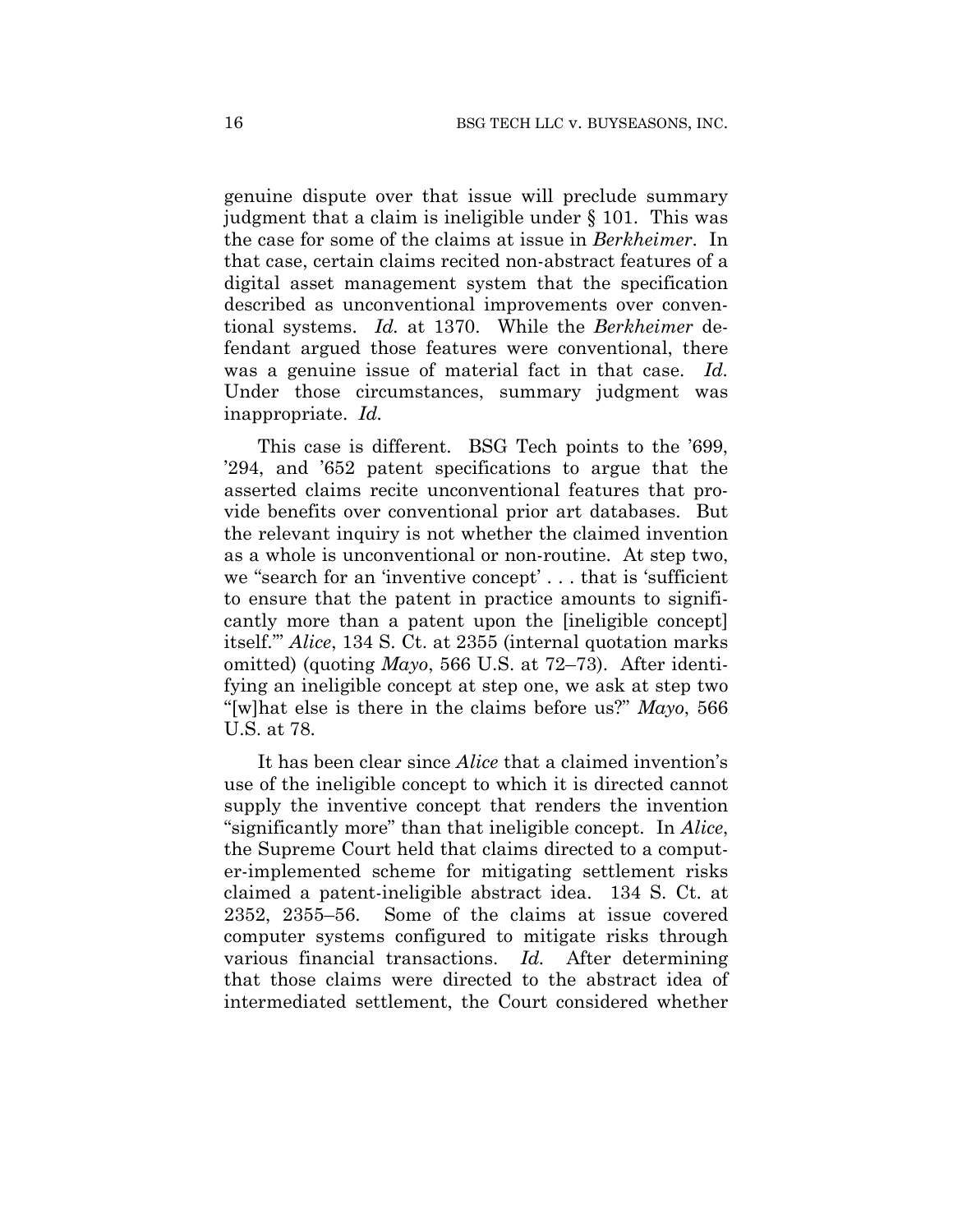genuine dispute over that issue will preclude summary judgment that a claim is ineligible under § 101. This was the case for some of the claims at issue in *Berkheimer*. In that case, certain claims recited non-abstract features of a digital asset management system that the specification described as unconventional improvements over conventional systems. *Id.* at 1370. While the *Berkheimer* defendant argued those features were conventional, there was a genuine issue of material fact in that case. *Id.* Under those circumstances, summary judgment was inappropriate. *Id.*

This case is different. BSG Tech points to the '699, '294, and '652 patent specifications to argue that the asserted claims recite unconventional features that provide benefits over conventional prior art databases. But the relevant inquiry is not whether the claimed invention as a whole is unconventional or non-routine. At step two, we "search for an 'inventive concept' . . . that is 'sufficient to ensure that the patent in practice amounts to significantly more than a patent upon the [ineligible concept] itself.'" *Alice*, 134 S. Ct. at 2355 (internal quotation marks omitted) (quoting *Mayo*, 566 U.S. at 72–73). After identifying an ineligible concept at step one, we ask at step two "[w]hat else is there in the claims before us?" *Mayo*, 566 U.S. at 78.

It has been clear since *Alice* that a claimed invention's use of the ineligible concept to which it is directed cannot supply the inventive concept that renders the invention "significantly more" than that ineligible concept. In *Alice*, the Supreme Court held that claims directed to a computer-implemented scheme for mitigating settlement risks claimed a patent-ineligible abstract idea. 134 S. Ct. at 2352, 2355–56. Some of the claims at issue covered computer systems configured to mitigate risks through various financial transactions. *Id.* After determining that those claims were directed to the abstract idea of intermediated settlement, the Court considered whether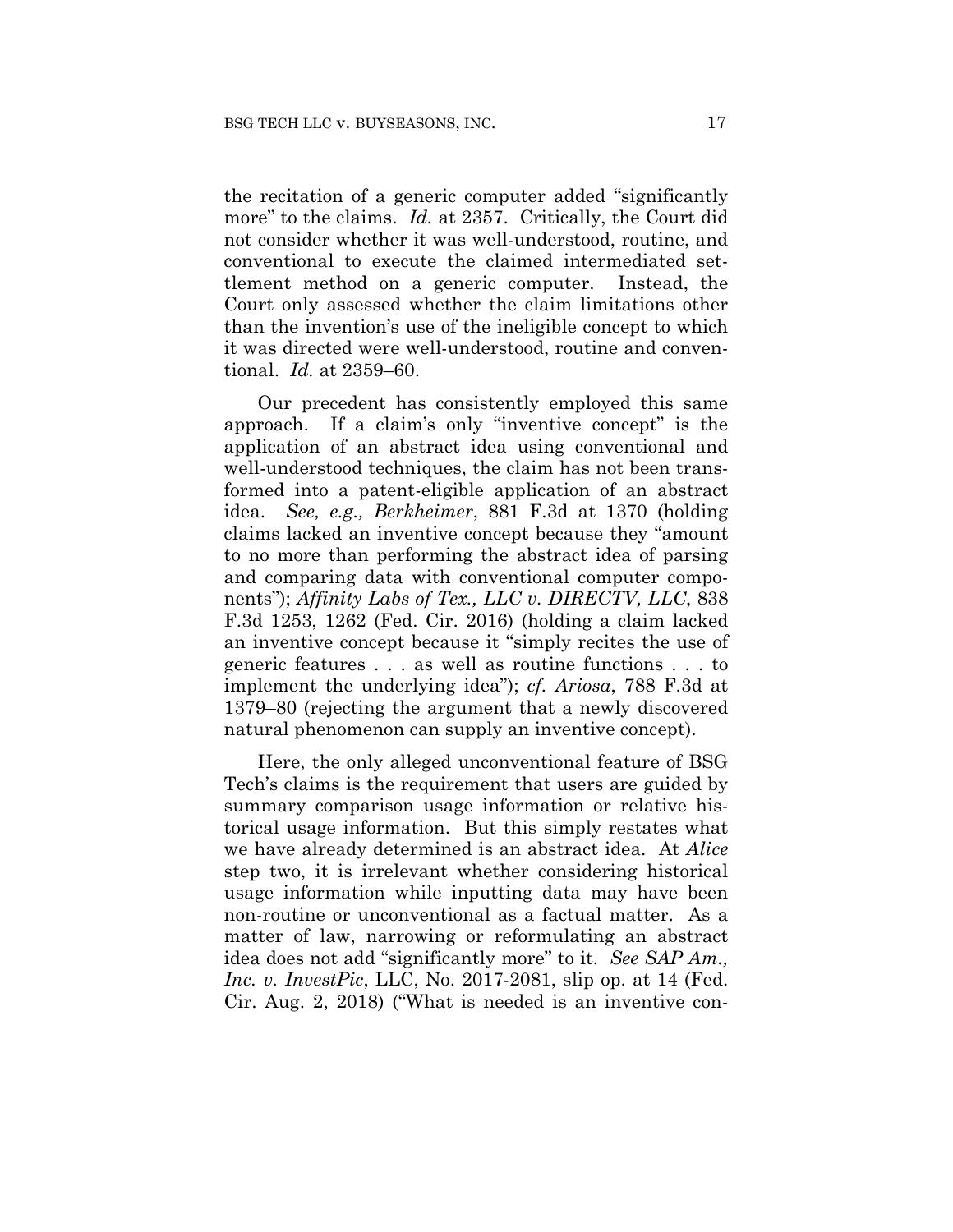the recitation of a generic computer added "significantly more" to the claims. *Id.* at 2357. Critically, the Court did not consider whether it was well-understood, routine, and conventional to execute the claimed intermediated settlement method on a generic computer. Instead, the Court only assessed whether the claim limitations other than the invention's use of the ineligible concept to which it was directed were well-understood, routine and conventional. *Id.* at 2359–60.

Our precedent has consistently employed this same approach. If a claim's only "inventive concept" is the application of an abstract idea using conventional and well-understood techniques, the claim has not been transformed into a patent-eligible application of an abstract idea. *See, e.g., Berkheimer*, 881 F.3d at 1370 (holding claims lacked an inventive concept because they "amount to no more than performing the abstract idea of parsing and comparing data with conventional computer components"); *Affinity Labs of Tex., LLC v. DIRECTV, LLC*, 838 F.3d 1253, 1262 (Fed. Cir. 2016) (holding a claim lacked an inventive concept because it "simply recites the use of generic features . . . as well as routine functions . . . to implement the underlying idea"); *cf. Ariosa*, 788 F.3d at 1379–80 (rejecting the argument that a newly discovered natural phenomenon can supply an inventive concept).

Here, the only alleged unconventional feature of BSG Tech's claims is the requirement that users are guided by summary comparison usage information or relative historical usage information. But this simply restates what we have already determined is an abstract idea. At *Alice* step two, it is irrelevant whether considering historical usage information while inputting data may have been non-routine or unconventional as a factual matter. As a matter of law, narrowing or reformulating an abstract idea does not add "significantly more" to it. *See SAP Am., Inc. v. InvestPic*, LLC, No. 2017-2081, slip op. at 14 (Fed. Cir. Aug. 2, 2018) ("What is needed is an inventive con-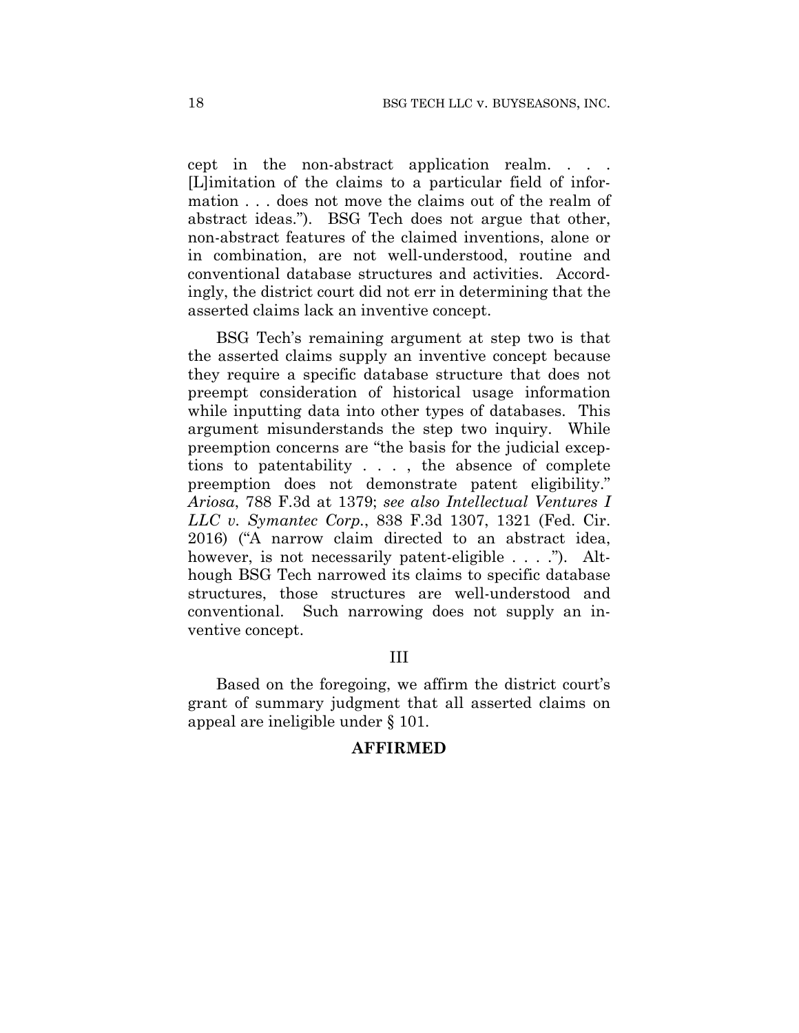cept in the non-abstract application realm. . . . [L]imitation of the claims to a particular field of information . . . does not move the claims out of the realm of abstract ideas."). BSG Tech does not argue that other, non-abstract features of the claimed inventions, alone or in combination, are not well-understood, routine and conventional database structures and activities. Accordingly, the district court did not err in determining that the asserted claims lack an inventive concept.

BSG Tech's remaining argument at step two is that the asserted claims supply an inventive concept because they require a specific database structure that does not preempt consideration of historical usage information while inputting data into other types of databases. This argument misunderstands the step two inquiry. While preemption concerns are "the basis for the judicial exceptions to patentability . . . , the absence of complete preemption does not demonstrate patent eligibility." *Ariosa*, 788 F.3d at 1379; *see also Intellectual Ventures I LLC v. Symantec Corp.*, 838 F.3d 1307, 1321 (Fed. Cir. 2016) ("A narrow claim directed to an abstract idea, however, is not necessarily patent-eligible . . . ."). Although BSG Tech narrowed its claims to specific database structures, those structures are well-understood and conventional. Such narrowing does not supply an inventive concept.

## III

Based on the foregoing, we affirm the district court's grant of summary judgment that all asserted claims on appeal are ineligible under § 101.

**AFFIRMED**